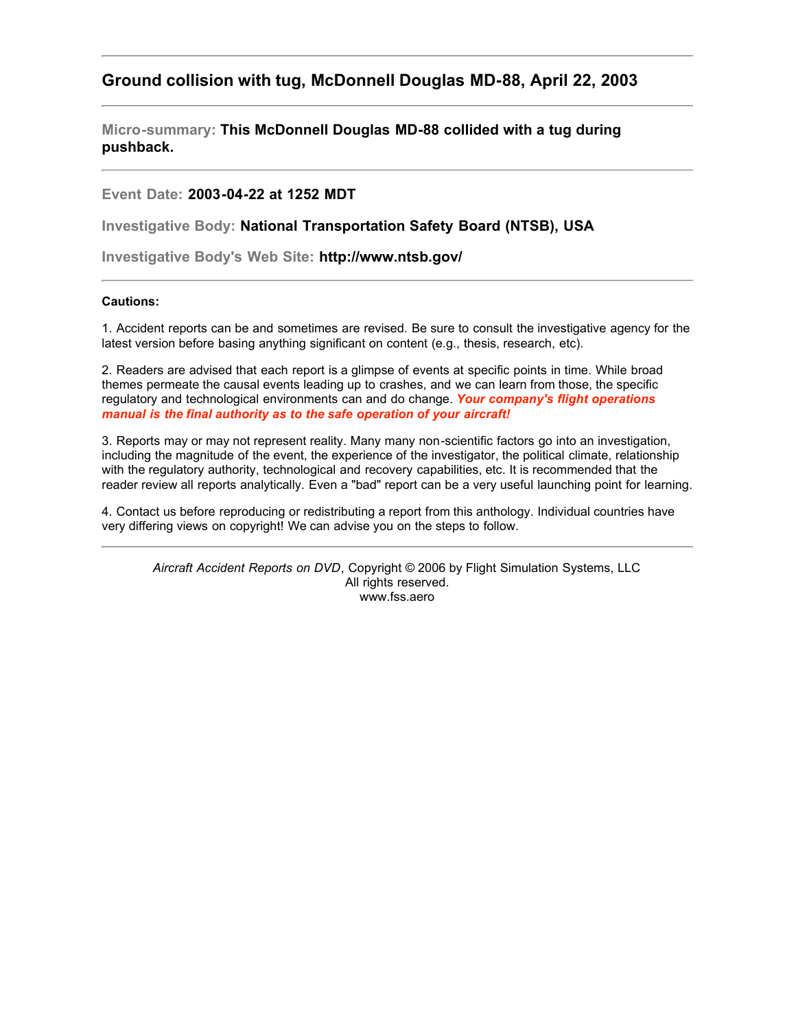## Ground collision with tug, McDonnell Douglas MD-88, April 22, 2003

---

**Micro-summary: This McDonnell Douglas MD-88 collided with a tug during pushback.**

---

**Event Date: 2003-04-22 at 1252 MDT**

**Investigative Body: National Transportation Safety Board (NTSB), USA**

**Investigative Body's Web Site: http://www.ntsb.gov/**

---

**Cautions:**

1. Accident reports can be and sometimes are revised. Be sure to consult the investigative agency for the latest version before basing anything significant on content (e.g., thesis, research, etc).

2. Readers are advised that each report is a glimpse of events at specific points in time. While broad themes permeate the causal events leading up to crashes, and we can learn from those, the specific regulatory and technological environments can and do change. ***Your company's flight operations manual is the final authority as to the safe operation of your aircraft!***

3. Reports may or may not represent reality. Many many non-scientific factors go into an investigation, including the magnitude of the event, the experience of the investigator, the political climate, relationship with the regulatory authority, technological and recovery capabilities, etc. It is recommended that the reader review all reports analytically. Even a "bad" report can be a very useful launching point for learning.

4. Contact us before reproducing or redistributing a report from this anthology. Individual countries have very differing views on copyright! We can advise you on the steps to follow.

---

*Aircraft Accident Reports on DVD*, Copyright © 2006 by Flight Simulation Systems, LLC
All rights reserved.
www.fss.aero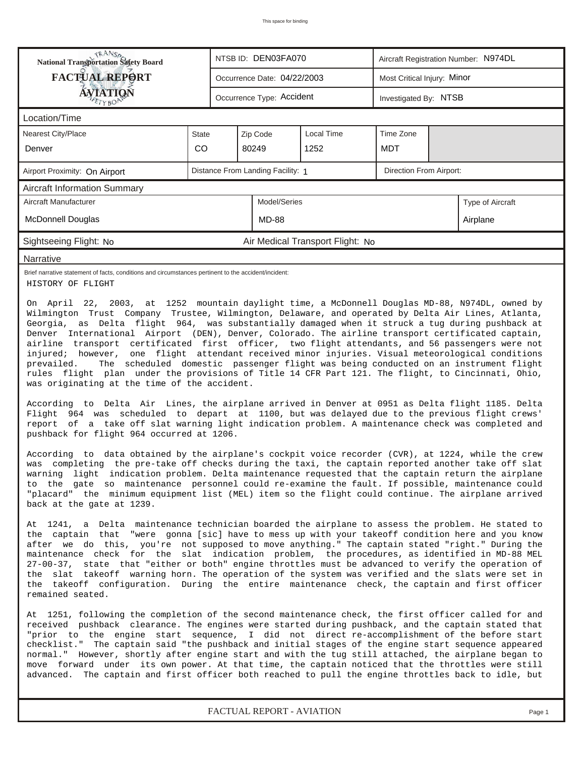**National Transportation Safety Board**
**FACTUAL REPORT**
**AVIATION**

| | | |
|---|---|---|
| NTSB ID: DEN03FA070 | Aircraft Registration Number: N974DL |
| Occurrence Date: 04/22/2003 | Most Critical Injury: Minor |
| Occurrence Type: Accident | Investigated By: NTSB |

## Location/Time

| Nearest City/Place | State | Zip Code | Local Time | Time Zone |
|---|---|---|---|---|
| Denver | CO | 80249 | 1252 | MDT |

Airport Proximity: On Airport | Distance From Landing Facility: 1 | Direction From Airport:

## Aircraft Information Summary

| Aircraft Manufacturer | Model/Series | Type of Aircraft |
|---|---|---|
| McDonnell Douglas | MD-88 | Airplane |

Sightseeing Flight: No | Air Medical Transport Flight: No

## Narrative

Brief narrative statement of facts, conditions and circumstances pertinent to the accident/incident:

HISTORY OF FLIGHT

On April 22, 2003, at 1252 mountain daylight time, a McDonnell Douglas MD-88, N974DL, owned by Wilmington Trust Company Trustee, Wilmington, Delaware, and operated by Delta Air Lines, Atlanta, Georgia, as Delta flight 964, was substantially damaged when it struck a tug during pushback at Denver International Airport (DEN), Denver, Colorado. The airline transport certificated captain, airline transport certificated first officer, two flight attendants, and 56 passengers were not injured; however, one flight attendant received minor injuries. Visual meteorological conditions prevailed. The scheduled domestic passenger flight was being conducted on an instrument flight rules flight plan under the provisions of Title 14 CFR Part 121. The flight, to Cincinnati, Ohio, was originating at the time of the accident.

According to Delta Air Lines, the airplane arrived in Denver at 0951 as Delta flight 1185. Delta Flight 964 was scheduled to depart at 1100, but was delayed due to the previous flight crews' report of a take off slat warning light indication problem. A maintenance check was completed and pushback for flight 964 occurred at 1206.

According to data obtained by the airplane's cockpit voice recorder (CVR), at 1224, while the crew was completing the pre-take off checks during the taxi, the captain reported another take off slat warning light indication problem. Delta maintenance requested that the captain return the airplane to the gate so maintenance personnel could re-examine the fault. If possible, maintenance could "placard" the minimum equipment list (MEL) item so the flight could continue. The airplane arrived back at the gate at 1239.

At 1241, a Delta maintenance technician boarded the airplane to assess the problem. He stated to the captain that "were gonna [sic] have to mess up with your takeoff condition here and you know after we do this, you're not supposed to move anything." The captain stated "right." During the maintenance check for the slat indication problem, the procedures, as identified in MD-88 MEL 27-00-37, state that "either or both" engine throttles must be advanced to verify the operation of the slat takeoff warning horn. The operation of the system was verified and the slats were set in the takeoff configuration. During the entire maintenance check, the captain and first officer remained seated.

At 1251, following the completion of the second maintenance check, the first officer called for and received pushback clearance. The engines were started during pushback, and the captain stated that "prior to the engine start sequence, I did not direct re-accomplishment of the before start checklist." The captain said "the pushback and initial stages of the engine start sequence appeared normal." However, shortly after engine start and with the tug still attached, the airplane began to move forward under its own power. At that time, the captain noticed that the throttles were still advanced. The captain and first officer both reached to pull the engine throttles back to idle, but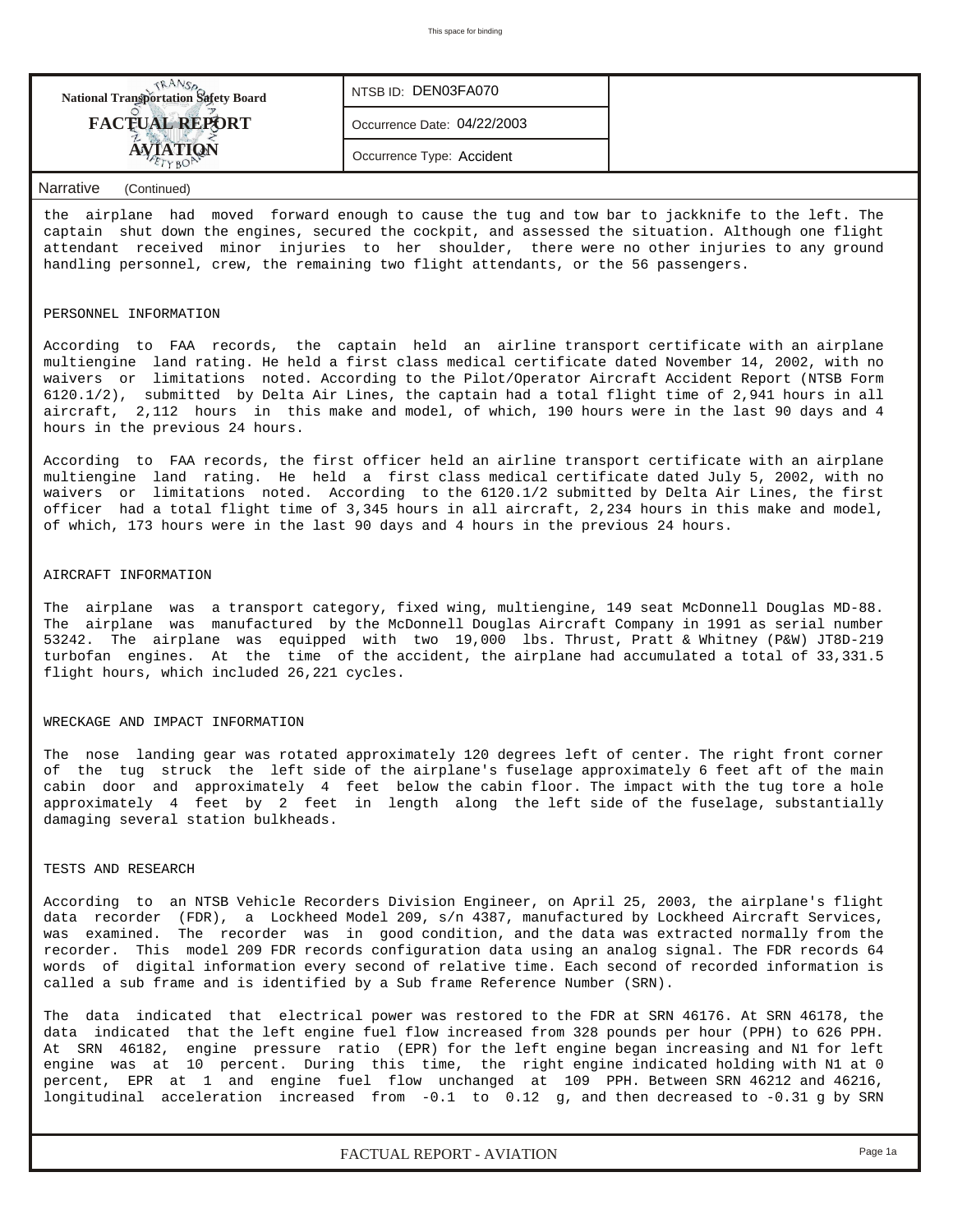| National Transportation Safety Board FACTUAL REPORT AVIATION | NTSB ID: DEN03FA070 | |
|---|---|---|
| | Occurrence Date: 04/22/2003 | |
| | Occurrence Type: Accident | |

Narrative (Continued)

the airplane had moved forward enough to cause the tug and tow bar to jackknife to the left. The captain shut down the engines, secured the cockpit, and assessed the situation. Although one flight attendant received minor injuries to her shoulder, there were no other injuries to any ground handling personnel, crew, the remaining two flight attendants, or the 56 passengers.

PERSONNEL INFORMATION

According to FAA records, the captain held an airline transport certificate with an airplane multiengine land rating. He held a first class medical certificate dated November 14, 2002, with no waivers or limitations noted. According to the Pilot/Operator Aircraft Accident Report (NTSB Form 6120.1/2), submitted by Delta Air Lines, the captain had a total flight time of 2,941 hours in all aircraft, 2,112 hours in this make and model, of which, 190 hours were in the last 90 days and 4 hours in the previous 24 hours.

According to FAA records, the first officer held an airline transport certificate with an airplane multiengine land rating. He held a first class medical certificate dated July 5, 2002, with no waivers or limitations noted. According to the 6120.1/2 submitted by Delta Air Lines, the first officer had a total flight time of 3,345 hours in all aircraft, 2,234 hours in this make and model, of which, 173 hours were in the last 90 days and 4 hours in the previous 24 hours.

AIRCRAFT INFORMATION

The airplane was a transport category, fixed wing, multiengine, 149 seat McDonnell Douglas MD-88. The airplane was manufactured by the McDonnell Douglas Aircraft Company in 1991 as serial number 53242. The airplane was equipped with two 19,000 lbs. Thrust, Pratt & Whitney (P&W) JT8D-219 turbofan engines. At the time of the accident, the airplane had accumulated a total of 33,331.5 flight hours, which included 26,221 cycles.

WRECKAGE AND IMPACT INFORMATION

The nose landing gear was rotated approximately 120 degrees left of center. The right front corner of the tug struck the left side of the airplane's fuselage approximately 6 feet aft of the main cabin door and approximately 4 feet below the cabin floor. The impact with the tug tore a hole approximately 4 feet by 2 feet in length along the left side of the fuselage, substantially damaging several station bulkheads.

TESTS AND RESEARCH

According to an NTSB Vehicle Recorders Division Engineer, on April 25, 2003, the airplane's flight data recorder (FDR), a Lockheed Model 209, s/n 4387, manufactured by Lockheed Aircraft Services, was examined. The recorder was in good condition, and the data was extracted normally from the recorder. This model 209 FDR records configuration data using an analog signal. The FDR records 64 words of digital information every second of relative time. Each second of recorded information is called a sub frame and is identified by a Sub frame Reference Number (SRN).

The data indicated that electrical power was restored to the FDR at SRN 46176. At SRN 46178, the data indicated that the left engine fuel flow increased from 328 pounds per hour (PPH) to 626 PPH. At SRN 46182, engine pressure ratio (EPR) for the left engine began increasing and N1 for left engine was at 10 percent. During this time, the right engine indicated holding with N1 at 0 percent, EPR at 1 and engine fuel flow unchanged at 109 PPH. Between SRN 46212 and 46216, longitudinal acceleration increased from -0.1 to 0.12 g, and then decreased to -0.31 g by SRN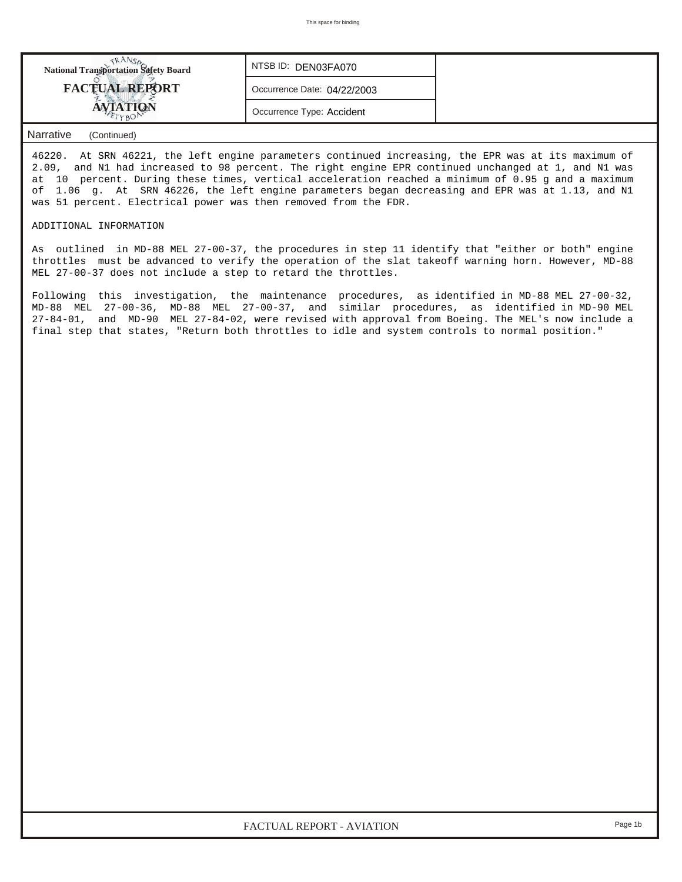| National Transportation Safety Board FACTUAL REPORT AVIATION | NTSB ID: DEN03FA070 | |
|---|---|---|
| | Occurrence Date: 04/22/2003 | |
| | Occurrence Type: Accident | |

Narrative (Continued)

46220. At SRN 46221, the left engine parameters continued increasing, the EPR was at its maximum of 2.09, and N1 had increased to 98 percent. The right engine EPR continued unchanged at 1, and N1 was at 10 percent. During these times, vertical acceleration reached a minimum of 0.95 g and a maximum of 1.06 g. At SRN 46226, the left engine parameters began decreasing and EPR was at 1.13, and N1 was 51 percent. Electrical power was then removed from the FDR.

ADDITIONAL INFORMATION

As outlined in MD-88 MEL 27-00-37, the procedures in step 11 identify that "either or both" engine throttles must be advanced to verify the operation of the slat takeoff warning horn. However, MD-88 MEL 27-00-37 does not include a step to retard the throttles.

Following this investigation, the maintenance procedures, as identified in MD-88 MEL 27-00-32, MD-88 MEL 27-00-36, MD-88 MEL 27-00-37, and similar procedures, as identified in MD-90 MEL 27-84-01, and MD-90 MEL 27-84-02, were revised with approval from Boeing. The MEL's now include a final step that states, "Return both throttles to idle and system controls to normal position."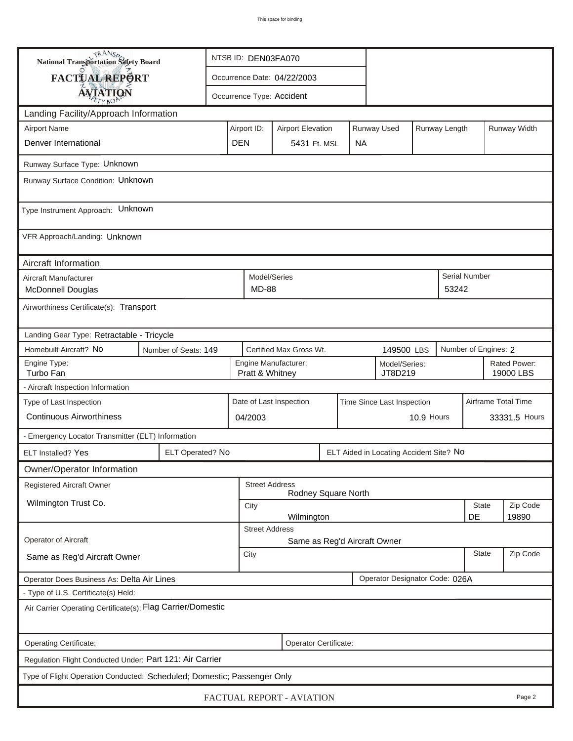This space for binding

**National Transportation Safety Board**

# FACTUAL REPORT AVIATION

| NTSB ID: DEN03FA070 |
|---|
| Occurrence Date: 04/22/2003 |
| Occurrence Type: Accident |

## Landing Facility/Approach Information

| Airport Name | Airport ID: | Airport Elevation | Runway Used | Runway Length | Runway Width |
|---|---|---|---|---|---|
| Denver International | DEN | 5431 Ft. MSL | NA | | |

Runway Surface Type: Unknown

Runway Surface Condition: Unknown

Type Instrument Approach: Unknown

VFR Approach/Landing: Unknown

## Aircraft Information

| Aircraft Manufacturer | Model/Series | Serial Number |
|---|---|---|
| McDonnell Douglas | MD-88 | 53242 |

Airworthiness Certificate(s): Transport

Landing Gear Type: Retractable - Tricycle

| Homebuilt Aircraft? No | Number of Seats: 149 | Certified Max Gross Wt. 149500 LBS | Number of Engines: 2 |
|---|---|---|---|

| Engine Type: | Engine Manufacturer: | Model/Series: | Rated Power: |
|---|---|---|---|
| Turbo Fan | Pratt & Whitney | JT8D219 | 19000 LBS |

- Aircraft Inspection Information

| Type of Last Inspection | Date of Last Inspection | Time Since Last Inspection | Airframe Total Time |
|---|---|---|---|
| Continuous Airworthiness | 04/2003 | 10.9 Hours | 33331.5 Hours |

- Emergency Locator Transmitter (ELT) Information

| ELT Installed? Yes | ELT Operated? No | ELT Aided in Locating Accident Site? No |
|---|---|---|

## Owner/Operator Information

| Registered Aircraft Owner | Street Address | | |
|---|---|---|---|
| Wilmington Trust Co. | Rodney Square North | | |
| | City | State | Zip Code |
| | Wilmington | DE | 19890 |

| Operator of Aircraft | Street Address | | |
|---|---|---|---|
| Same as Reg'd Aircraft Owner | Same as Reg'd Aircraft Owner | | |
| | City | State | Zip Code |

Operator Does Business As: Delta Air Lines

Operator Designator Code: 026A

- Type of U.S. Certificate(s) Held:

Air Carrier Operating Certificate(s): Flag Carrier/Domestic

Operating Certificate:

Operator Certificate:

Regulation Flight Conducted Under: Part 121: Air Carrier

Type of Flight Operation Conducted: Scheduled; Domestic; Passenger Only

FACTUAL REPORT - AVIATION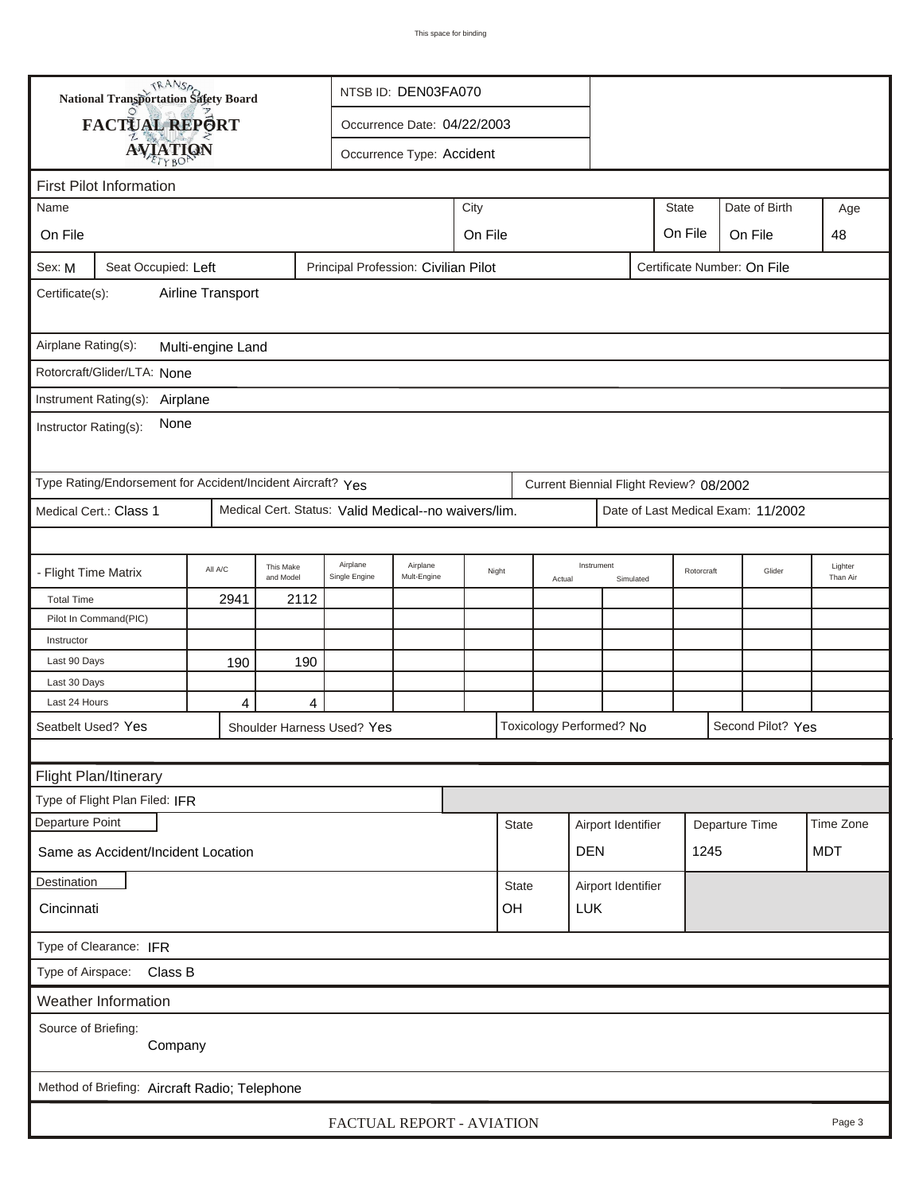This space for binding

**National Transportation Safety Board**

**FACTUAL REPORT**

**AVIATION**

NTSB ID: DEN03FA070

Occurrence Date: 04/22/2003

Occurrence Type: Accident

## First Pilot Information

| Name | City | State | Date of Birth | Age |
|---|---|---|---|---|
| On File | On File | On File | On File | 48 |

Sex: M | Seat Occupied: Left | Principal Profession: Civilian Pilot | Certificate Number: On File

Certificate(s): Airline Transport

Airplane Rating(s): Multi-engine Land

Rotorcraft/Glider/LTA: None

Instrument Rating(s): Airplane

Instructor Rating(s): None

Type Rating/Endorsement for Accident/Incident Aircraft? Yes | Current Biennial Flight Review? 08/2002

Medical Cert.: Class 1 | Medical Cert. Status: Valid Medical--no waivers/lim. | Date of Last Medical Exam: 11/2002

| - Flight Time Matrix | All A/C | This Make and Model | Airplane Single Engine | Airplane Mult-Engine | Night | Instrument Actual | Instrument Simulated | Rotorcraft | Glider | Lighter Than Air |
|---|---|---|---|---|---|---|---|---|---|---|
| Total Time | 2941 | 2112 | | | | | | | | |
| Pilot In Command(PIC) | | | | | | | | | | |
| Instructor | | | | | | | | | | |
| Last 90 Days | 190 | 190 | | | | | | | | |
| Last 30 Days | | | | | | | | | | |
| Last 24 Hours | 4 | 4 | | | | | | | | |

Seatbelt Used? Yes | Shoulder Harness Used? Yes | Toxicology Performed? No | Second Pilot? Yes

## Flight Plan/Itinerary

Type of Flight Plan Filed: IFR

| Departure Point | State | Airport Identifier | Departure Time | Time Zone |
|---|---|---|---|---|
| Same as Accident/Incident Location | | DEN | 1245 | MDT |

| Destination | State | Airport Identifier |
|---|---|---|
| Cincinnati | OH | LUK |

Type of Clearance: IFR

Type of Airspace: Class B

## Weather Information

Source of Briefing: Company

Method of Briefing: Aircraft Radio; Telephone

FACTUAL REPORT - AVIATION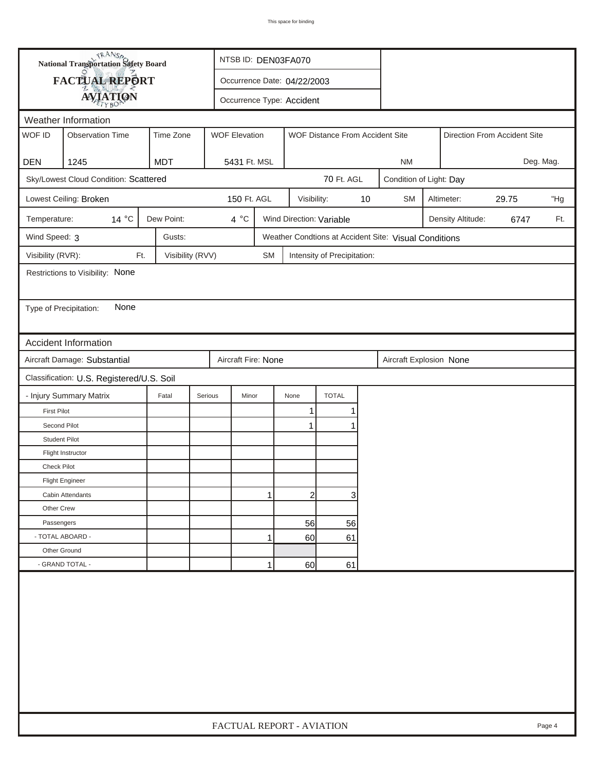This space for binding

**National Transportation Safety Board**

**FACTUAL REPORT**

**AVIATION**

NTSB ID: DEN03FA070

Occurrence Date: 04/22/2003

Occurrence Type: Accident

## Weather Information

| WOF ID | Observation Time | Time Zone | WOF Elevation | WOF Distance From Accident Site | Direction From Accident Site |
|---|---|---|---|---|---|
| DEN | 1245 | MDT | 5431 Ft. MSL | NM | Deg. Mag. |

Sky/Lowest Cloud Condition: Scattered — 70 Ft. AGL

Condition of Light: Day

Lowest Ceiling: Broken — 150 Ft. AGL

Visibility: 10 SM

Altimeter: 29.75 "Hg

Temperature: 14 °C

Dew Point: 4 °C

Wind Direction: Variable

Density Altitude: 6747 Ft.

Wind Speed: 3

Gusts:

Weather Condtions at Accident Site: Visual Conditions

Visibility (RVR): Ft.

Visibility (RVV) SM

Intensity of Precipitation:

Restrictions to Visibility: None

Type of Precipitation: None

## Accident Information

Aircraft Damage: Substantial

Aircraft Fire: None

Aircraft Explosion None

Classification: U.S. Registered/U.S. Soil

| - Injury Summary Matrix | Fatal | Serious | Minor | None | TOTAL |
|---|---|---|---|---|---|
| First Pilot | | | | 1 | 1 |
| Second Pilot | | | | 1 | 1 |
| Student Pilot | | | | | |
| Flight Instructor | | | | | |
| Check Pilot | | | | | |
| Flight Engineer | | | | | |
| Cabin Attendants | | | 1 | 2 | 3 |
| Other Crew | | | | | |
| Passengers | | | | 56 | 56 |
| - TOTAL ABOARD - | | | 1 | 60 | 61 |
| Other Ground | | | | | |
| - GRAND TOTAL - | | | 1 | 60 | 61 |

FACTUAL REPORT - AVIATION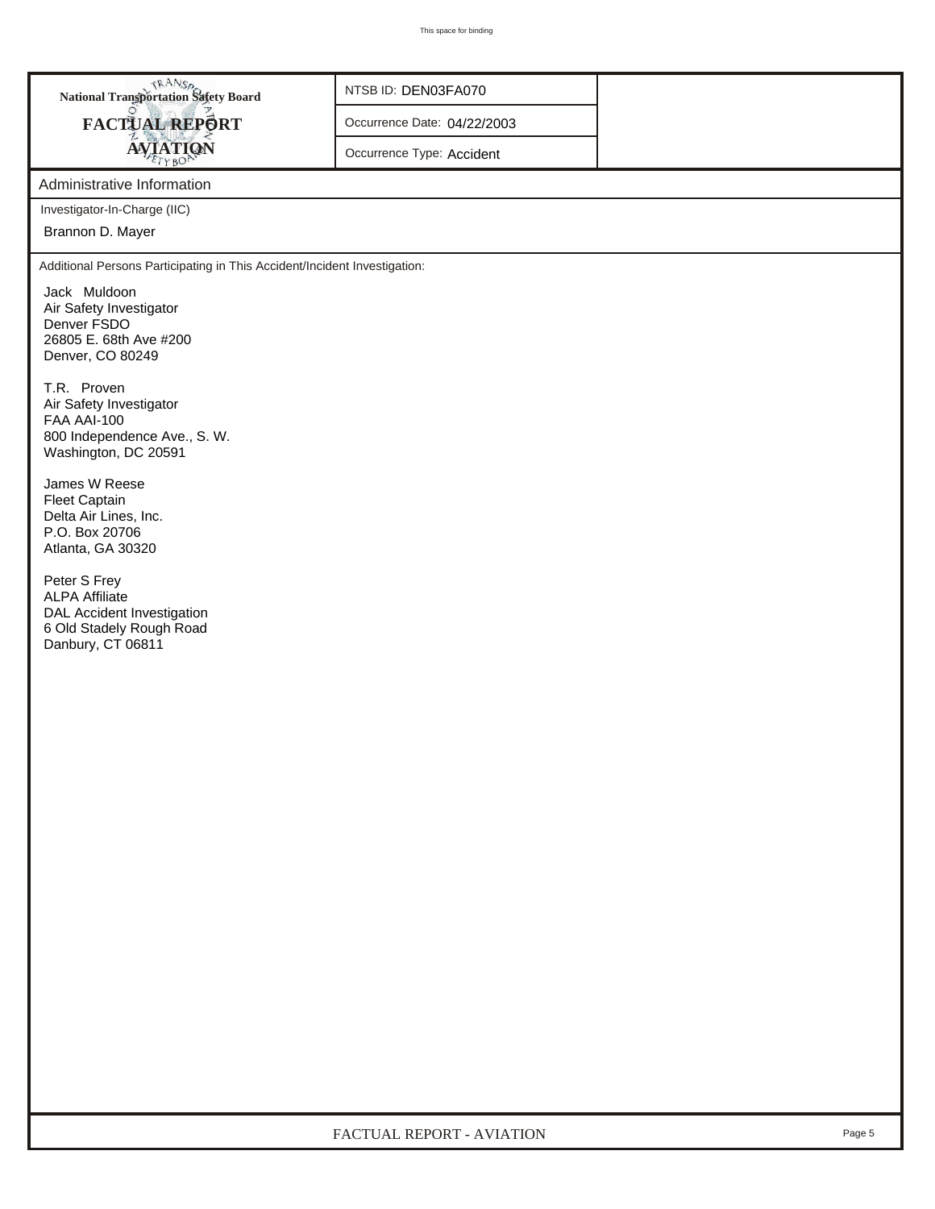National Transportation Safety Board

**FACTUAL REPORT**

**AVIATION**

| | |
|---|---|
| NTSB ID: DEN03FA070 | |
| Occurrence Date: 04/22/2003 | |
| Occurrence Type: Accident | |

## Administrative Information

Investigator-In-Charge (IIC)

Brannon D. Mayer

Additional Persons Participating in This Accident/Incident Investigation:

Jack Muldoon
Air Safety Investigator
Denver FSDO
26805 E. 68th Ave #200
Denver, CO 80249

T.R. Proven
Air Safety Investigator
FAA AAI-100
800 Independence Ave., S. W.
Washington, DC 20591

James W Reese
Fleet Captain
Delta Air Lines, Inc.
P.O. Box 20706
Atlanta, GA 30320

Peter S Frey
ALPA Affiliate
DAL Accident Investigation
6 Old Stadely Rough Road
Danbury, CT 06811